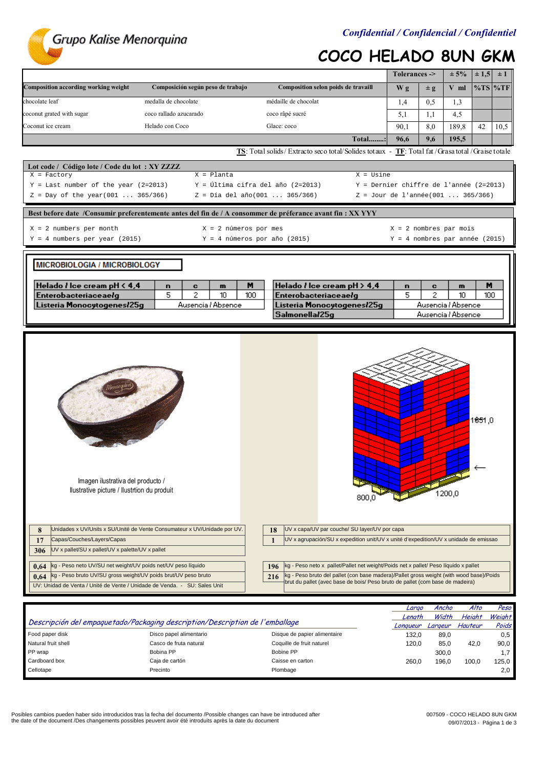Grupo Kalise Menorquina

*Confidential / Confidencial / Confidentiel*

# COCO HELADO 8UN GKM

| | | | Tolerances -> | | ± 5% | ± 1,5 | ± 1 |
|---|---|---|---|---|---|---|---|
| **Composition according working weight** | **Composición según peso de trabajo** | **Composition selon poids de travaill** | **W g** | **± g** | **V ml** | **%TS** | **%TF** |
| chocolate leaf | medalla de chocolate | médaille de chocolat | 1,4 | 0,5 | 1,3 | | |
| coconut grated with sugar | coco rallado azucarado | coco râpé sucré | 5,1 | 1,1 | 4,5 | | |
| Coconut ice cream | Helado con Coco | Glace: coco | 90,1 | 8,0 | 189,8 | 42 | 10,5 |
| | | **Total........:** | **96,6** | **9,6** | **195,5** | | |

**TS**: Total solids / Extracto seco total/ Solides totaux - **TF**: Total fat / Grasa total / Graise totale

**Lot code / Código lote / Code du lot : XY ZZZZ**

| | | |
|---|---|---|
| X = Factory | X = Planta | X = Usine |
| Y = Last number of the year (2=2013) | Y = Última cifra del año (2=2013) | Y = Dernier chiffre de l'année (2=2013) |
| Z = Day of the year(001 ... 365/366) | Z = Día del año(001 ... 365/366) | Z = Jour de l'année(001 ... 365/366) |

**Best before date /Consumir preferentemente antes del fin de / A consommer de préferance avant fin : XX YYY**

| | | |
|---|---|---|
| X = 2 numbers per month | X = 2 números por mes | X = 2 nombres par mois |
| Y = 4 numbers per year (2015) | Y = 4 números por año (2015) | Y = 4 nombres par année (2015) |

**MICROBIOLOGIA / MICROBIOLOGY**

| Helado / Ice cream pH < 4,4 | n | c | m | M |
|---|---|---|---|---|
| Enterobacteriaceae/g | 5 | 2 | 10 | 100 |
| Listeria Monocytogenes/25g | Ausencia / Absence | | | |

| Helado / Ice cream pH > 4,4 | n | c | m | M |
|---|---|---|---|---|
| Enterobacteriaceae/g | 5 | 2 | 10 | 100 |
| Listeria Monocytogenes/25g | Ausencia / Absence | | | |
| Salmonella/25g | Ausencia / Absence | | | |

Imagen ilustrativa del producto / Ilustrative picture / Ilustrtion du produit

1851,0 — 800,0 — 1200,0

| | |
|---|---|
| **8** | Unidades x UV/Units x SU/Unité de Vente Consumateur x UV/Unidade por UV. |
| **17** | Capas/Couches/Layers/Capas |
| **306** | UV x pallet/SU x pallet/UV x palette/UV x pallet |
| **0,64** | kg - Peso neto UV/SU net weight/UV poids net/UV peso líquido |
| **0,64** | kg - Peso bruto UV/SU gross weight/UV poids brut/UV peso bruto |

UV: Unidad de Venta / Unité de Vente / Unidade de Venda. - SU: Sales Unit

| | |
|---|---|
| **18** | UV x capa/UV par couche/ SU layer/UV por capa |
| **1** | UV x agrupación/SU x expedition unit/UV x unité d'expedition/UV x unidade de emissao |
| **196** | kg - Peso neto x pallet/Pallet net weight/Poids net x pallet/ Peso líquido x pallet |
| **216** | kg - Peso bruto del pallet (con base madera)/Pallet gross weight (with wood base)/Poids brut du pallet (avec base de bois/ Peso bruto de pallet (com base de madeira) |

| *Descripción del empaquetado/Packaging description/Description de l'emballage* | | | *Largo / Length / Longueur* | *Ancho / Width / Largeur* | *Alto / Height / Hauteur* | *Peso / Weight / Poids* |
|---|---|---|---|---|---|---|
| Food paper disk | Disco papel alimentario | Disque de papier alimentaire | 132,0 | 89,0 | | 0,5 |
| Natural fruit shell | Casco de fruta natural | Coquille de fruit naturel | 120,0 | 85,0 | 42,0 | 90,0 |
| PP wrap | Bobina PP | Bobine PP | | 300,0 | | 1,7 |
| Cardboard box | Caja de cartón | Caisse en carton | 260,0 | 196,0 | 100,0 | 125,0 |
| Cellotape | Precinto | Plombage | | | | 2,0 |

Posibles cambios pueden haber sido introducidos tras la fecha del documento /Possible changes can have be introduced after the date of the document /Des changements possibles peuvent avoir été introduits après la date du document

007509 - COCO HELADO 8UN GKM
09/07/2013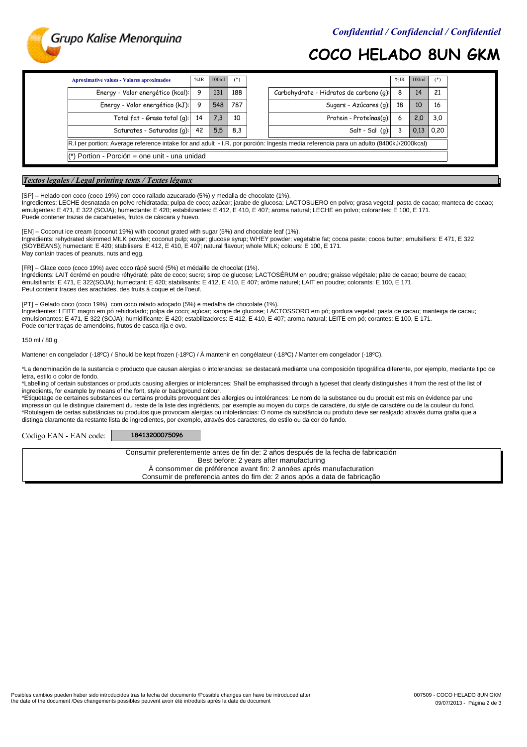# COCO HELADO 8UN GKM

| Aproximative values - Valores aproximados | %IR | 100ml | (*) | | %IR | 100ml | (*) |
|---|---|---|---|---|---|---|---|
| Energy - Valor energético (kcal): | 9 | 131 | 188 | Carbohydrate - Hidratos de carbono (g): | 8 | 14 | 21 |
| Energy - Valor energético (kJ): | 9 | 548 | 787 | Sugars - Azúcares (g): | 18 | 10 | 16 |
| Total fat - Grasa total (g): | 14 | 7,3 | 10 | Protein - Proteínas(g): | 6 | 2,0 | 3,0 |
| Saturates - Saturadas (g): | 42 | 5,5 | 8,3 | Salt - Sal (g): | 3 | 0,13 | 0,20 |

R.I per portion: Average reference intake for and adult - I.R. por porción: Ingesta media referencia para un adulto (8400kJ/2000kcal)

(*) Portion - Porción = one unit - una unidad

## *Textos legales / Legal printing texts / Textes légaux*

[SP] – Helado con coco (coco 19%) con coco rallado azucarado (5%) y medalla de chocolate (1%).
Ingredientes: LECHE desnatada en polvo rehidratada; pulpa de coco; azúcar; jarabe de glucosa; LACTOSUERO en polvo; grasa vegetal; pasta de cacao; manteca de cacao; emulgentes: E 471, E 322 (SOJA); humectante: E 420; estabilizantes: E 412, E 410, E 407; aroma natural; LECHE en polvo; colorantes: E 100, E 171.
Puede contener trazas de cacahuetes, frutos de cáscara y huevo.

[EN] – Coconut ice cream (coconut 19%) with coconut grated with sugar (5%) and chocolate leaf (1%).
Ingredients: rehydrated skimmed MILK powder; coconut pulp; sugar; glucose syrup; WHEY powder; vegetable fat; cocoa paste; cocoa butter; emulsifiers: E 471, E 322 (SOYBEANS); humectant: E 420; stabilisers: E 412, E 410, E 407; natural flavour; whole MILK; colours: E 100, E 171.
May contain traces of peanuts, nuts and egg.

[FR] – Glace coco (coco 19%) avec coco râpé sucré (5%) et médaille de chocolat (1%).
Ingrédients: LAIT écrémé en poudre réhydraté; pâte de coco; sucre; sirop de glucose; LACTOSÉRUM en poudre; graisse végétale; pâte de cacao; beurre de cacao; émulsifiants: E 471, E 322(SOJA); humectant: E 420; stabilisants: E 412, E 410, E 407; arôme naturel; LAIT en poudre; colorants: E 100, E 171.
Peut contenir traces des arachides, des fruits à coque et de l'oeuf.

[PT] – Gelado coco (coco 19%) com coco ralado adoçado (5%) e medalha de chocolate (1%).
Ingredientes: LEITE magro em pó rehidratado; polpa de coco; açúcar; xarope de glucose; LACTOSSORO em pó; gordura vegetal; pasta de cacau; manteiga de cacau; emulsionantes: E 471, E 322 (SOJA); humidificante: E 420; estabilizadores: E 412, E 410, E 407; aroma natural; LEITE em pó; corantes: E 100, E 171.
Pode conter traças de amendoins, frutos de casca rija e ovo.

150 ml / 80 g

Mantener en congelador (-18ºC) / Should be kept frozen (-18ºC) / À mantenir en congélateur (-18ºC) / Manter em congelador (-18ºC).

*La denominación de la sustancia o producto que causan alergias o intolerancias: se destacará mediante una composición tipográfica diferente, por ejemplo, mediante tipo de letra, estilo o color de fondo.
*Labelling of certain substances or products causing allergies or intolerances: Shall be emphasised through a typeset that clearly distinguishes it from the rest of the list of ingredients, for example by means of the font, style or background colour.
*Etiquetage de certaines substances ou certains produits provoquant des allergies ou intolérances: Le nom de la substance ou du produit est mis en évidence par une impression qui le distingue clairement du reste de la liste des ingrédients, par exemple au moyen du corps de caractère, du style de caractère ou de la couleur du fond.
*Rotulagem de certas substâncias ou produtos que provocam alergias ou intolerâncias: O nome da substância ou produto deve ser realçado através duma grafia que a distinga claramente da restante lista de ingredientes, por exemplo, através dos caracteres, do estilo ou da cor do fundo.

Código EAN - EAN code: **18413200075096**

Consumir preferentemente antes de fin de: 2 años después de la fecha de fabricación
Best before: 2 years after manufacturing
À consommer de préférence avant fin: 2 années aprés manufacturation
Consumir de preferencia antes do fim de: 2 anos após a data de fabricação

Posibles cambios pueden haber sido introducidos tras la fecha del documento /Possible changes can have be introduced after the date of the document /Des changements possibles peuvent avoir été introduits après la date du document

007509 - COCO HELADO 8UN GKM
09/07/2013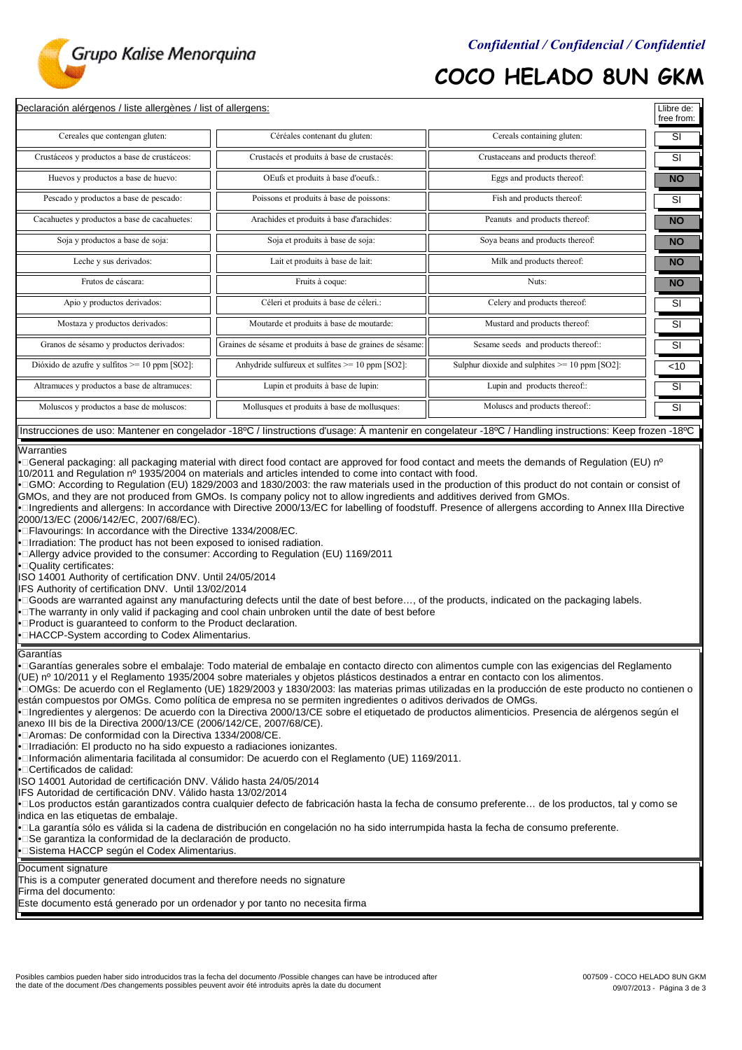Grupo Kalise Menorquina

*Confidential / Confidencial / Confidentiel*

# COCO HELADO 8UN GKM

Declaración alérgenos / liste allergènes / list of allergens:

| | | | Llibre de: free from: |
|---|---|---|---|
| Cereales que contengan gluten: | Céréales contenant du gluten: | Cereals containing gluten: | SI |
| Crustáceos y productos a base de crustáceos: | Crustacés et produits à base de crustacés: | Crustaceans and products thereof: | SI |
| Huevos y productos a base de huevo: | OEufs et produits à base d'oeufs.: | Eggs and products thereof: | NO |
| Pescado y productos a base de pescado: | Poissons et produits à base de poissons: | Fish and products thereof: | SI |
| Cacahuetes y productos a base de cacahuetes: | Arachides et produits à base d'arachides: | Peanuts and products thereof: | NO |
| Soja y productos a base de soja: | Soja et produits à base de soja: | Soya beans and products thereof: | NO |
| Leche y sus derivados: | Lait et produits à base de lait: | Milk and products thereof: | NO |
| Frutos de cáscara: | Fruits à coque: | Nuts: | NO |
| Apio y productos derivados: | Céleri et produits à base de céleri.: | Celery and products thereof: | SI |
| Mostaza y productos derivados: | Moutarde et produits à base de moutarde: | Mustard and products thereof: | SI |
| Granos de sésamo y productos derivados: | Graines de sésame et produits à base de graines de sésame: | Sesame seeds and products thereof:: | SI |
| Dióxido de azufre y sulfitos >= 10 ppm [SO2]: | Anhydride sulfureux et sulfites >= 10 ppm [SO2]: | Sulphur dioxide and sulphites >= 10 ppm [SO2]: | <10 |
| Altramuces y productos a base de altramuces: | Lupin et produits à base de lupin: | Lupin and products thereof:: | SI |
| Moluscos y productos a base de moluscos: | Mollusques et produits à base de mollusques: | Moluscs and products thereof:: | SI |

Instrucciones de uso: Mantener en congelador -18ºC / Iinstructions d'usage: À mantenir en congelateur -18ºC / Handling instructions: Keep frozen -18ºC

## Warranties

- General packaging: all packaging material with direct food contact are approved for food contact and meets the demands of Regulation (EU) nº 10/2011 and Regulation nº 1935/2004 on materials and articles intended to come into contact with food.
- GMO: According to Regulation (EU) 1829/2003 and 1830/2003: the raw materials used in the production of this product do not contain or consist of GMOs, and they are not produced from GMOs. Is company policy not to allow ingredients and additives derived from GMOs.
- Ingredients and allergens: In accordance with Directive 2000/13/EC for labelling of foodstuff. Presence of allergens according to Annex IIIa Directive 2000/13/EC (2006/142/EC, 2007/68/EC).
- Flavourings: In accordance with the Directive 1334/2008/EC.
- Irradiation: The product has not been exposed to ionised radiation.
- Allergy advice provided to the consumer: According to Regulation (EU) 1169/2011
- Quality certificates:

ISO 14001 Authority of certification DNV. Until 24/05/2014
IFS Authority of certification DNV. Until 13/02/2014

- Goods are warranted against any manufacturing defects until the date of best before…, of the products, indicated on the packaging labels.
- The warranty in only valid if packaging and cool chain unbroken until the date of best before
- Product is guaranteed to conform to the Product declaration.
- HACCP-System according to Codex Alimentarius.

## Garantías

- Garantías generales sobre el embalaje: Todo material de embalaje en contacto directo con alimentos cumple con las exigencias del Reglamento (UE) nº 10/2011 y el Reglamento 1935/2004 sobre materiales y objetos plásticos destinados a entrar en contacto con los alimentos.
- OMGs: De acuerdo con el Reglamento (UE) 1829/2003 y 1830/2003: las materias primas utilizadas en la producción de este producto no contienen o están compuestos por OMGs. Como política de empresa no se permiten ingredientes o aditivos derivados de OMGs.
- Ingredientes y alergenos: De acuerdo con la Directiva 2000/13/CE sobre el etiquetado de productos alimenticios. Presencia de alérgenos según el anexo III bis de la Directiva 2000/13/CE (2006/142/CE, 2007/68/CE).
- Aromas: De conformidad con la Directiva 1334/2008/CE.
- Irradiación: El producto no ha sido expuesto a radiaciones ionizantes.
- Información alimentaria facilitada al consumidor: De acuerdo con el Reglamento (UE) 1169/2011.
- Certificados de calidad:

ISO 14001 Autoridad de certificación DNV. Válido hasta 24/05/2014
IFS Autoridad de certificación DNV. Válido hasta 13/02/2014

- Los productos están garantizados contra cualquier defecto de fabricación hasta la fecha de consumo preferente… de los productos, tal y como se indica en las etiquetas de embalaje.
- La garantía sólo es válida si la cadena de distribución en congelación no ha sido interrumpida hasta la fecha de consumo preferente.
- Se garantiza la conformidad de la declaración de producto.
- Sistema HACCP según el Codex Alimentarius.

## Document signature

This is a computer generated document and therefore needs no signature

Firma del documento:

Este documento está generado por un ordenador y por tanto no necesita firma

Posibles cambios pueden haber sido introducidos tras la fecha del documento /Possible changes can have be introduced after the date of the document /Des changements possibles peuvent avoir été introduits après la date du document

007509 - COCO HELADO 8UN GKM
09/07/2013